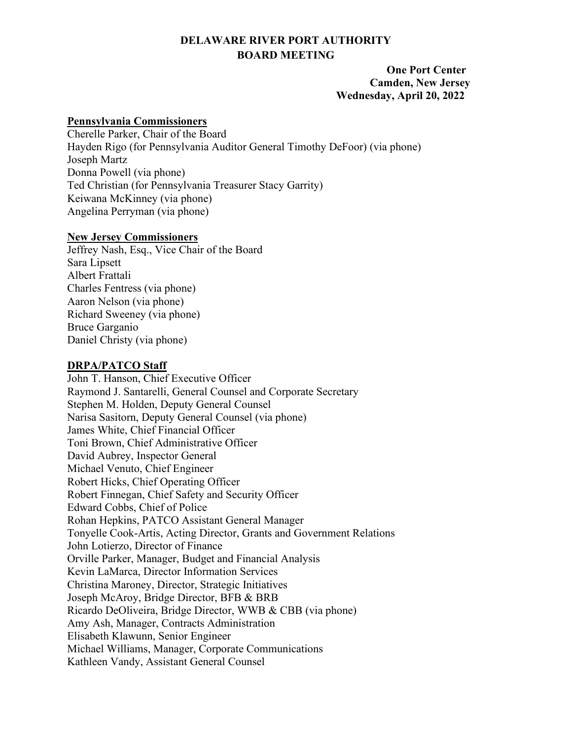# DELAWARE RIVER PORT AUTHORITY
## BOARD MEETING

**One Port Center**
**Camden, New Jersey**
**Wednesday, April 20, 2022**

**Pennsylvania Commissioners**

Cherelle Parker, Chair of the Board
Hayden Rigo (for Pennsylvania Auditor General Timothy DeFoor) (via phone)
Joseph Martz
Donna Powell (via phone)
Ted Christian (for Pennsylvania Treasurer Stacy Garrity)
Keiwana McKinney (via phone)
Angelina Perryman (via phone)

**New Jersey Commissioners**

Jeffrey Nash, Esq., Vice Chair of the Board
Sara Lipsett
Albert Frattali
Charles Fentress (via phone)
Aaron Nelson (via phone)
Richard Sweeney (via phone)
Bruce Garganio
Daniel Christy (via phone)

**DRPA/PATCO Staff**

John T. Hanson, Chief Executive Officer
Raymond J. Santarelli, General Counsel and Corporate Secretary
Stephen M. Holden, Deputy General Counsel
Narisa Sasitorn, Deputy General Counsel (via phone)
James White, Chief Financial Officer
Toni Brown, Chief Administrative Officer
David Aubrey, Inspector General
Michael Venuto, Chief Engineer
Robert Hicks, Chief Operating Officer
Robert Finnegan, Chief Safety and Security Officer
Edward Cobbs, Chief of Police
Rohan Hepkins, PATCO Assistant General Manager
Tonyelle Cook-Artis, Acting Director, Grants and Government Relations
John Lotierzo, Director of Finance
Orville Parker, Manager, Budget and Financial Analysis
Kevin LaMarca, Director Information Services
Christina Maroney, Director, Strategic Initiatives
Joseph McAroy, Bridge Director, BFB & BRB
Ricardo DeOliveira, Bridge Director, WWB & CBB (via phone)
Amy Ash, Manager, Contracts Administration
Elisabeth Klawunn, Senior Engineer
Michael Williams, Manager, Corporate Communications
Kathleen Vandy, Assistant General Counsel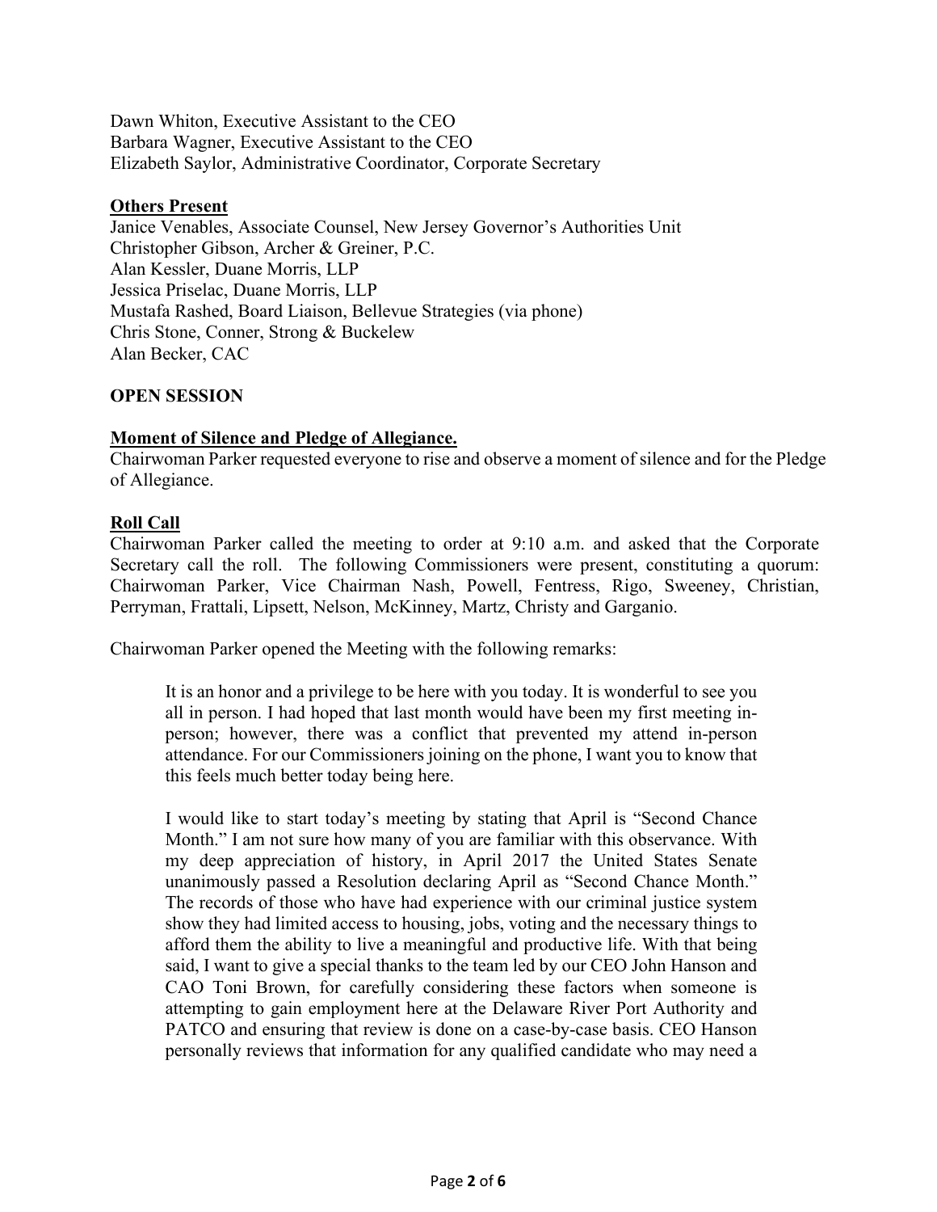Dawn Whiton, Executive Assistant to the CEO
Barbara Wagner, Executive Assistant to the CEO
Elizabeth Saylor, Administrative Coordinator, Corporate Secretary

**Others Present**
Janice Venables, Associate Counsel, New Jersey Governor's Authorities Unit
Christopher Gibson, Archer & Greiner, P.C.
Alan Kessler, Duane Morris, LLP
Jessica Priselac, Duane Morris, LLP
Mustafa Rashed, Board Liaison, Bellevue Strategies (via phone)
Chris Stone, Conner, Strong & Buckelew
Alan Becker, CAC

**OPEN SESSION**

**Moment of Silence and Pledge of Allegiance.**
Chairwoman Parker requested everyone to rise and observe a moment of silence and for the Pledge of Allegiance.

**Roll Call**
Chairwoman Parker called the meeting to order at 9:10 a.m. and asked that the Corporate Secretary call the roll. The following Commissioners were present, constituting a quorum: Chairwoman Parker, Vice Chairman Nash, Powell, Fentress, Rigo, Sweeney, Christian, Perryman, Frattali, Lipsett, Nelson, McKinney, Martz, Christy and Garganio.

Chairwoman Parker opened the Meeting with the following remarks:

> It is an honor and a privilege to be here with you today. It is wonderful to see you all in person. I had hoped that last month would have been my first meeting in-person; however, there was a conflict that prevented my attend in-person attendance. For our Commissioners joining on the phone, I want you to know that this feels much better today being here.
>
> I would like to start today's meeting by stating that April is "Second Chance Month." I am not sure how many of you are familiar with this observance. With my deep appreciation of history, in April 2017 the United States Senate unanimously passed a Resolution declaring April as "Second Chance Month." The records of those who have had experience with our criminal justice system show they had limited access to housing, jobs, voting and the necessary things to afford them the ability to live a meaningful and productive life. With that being said, I want to give a special thanks to the team led by our CEO John Hanson and CAO Toni Brown, for carefully considering these factors when someone is attempting to gain employment here at the Delaware River Port Authority and PATCO and ensuring that review is done on a case-by-case basis. CEO Hanson personally reviews that information for any qualified candidate who may need a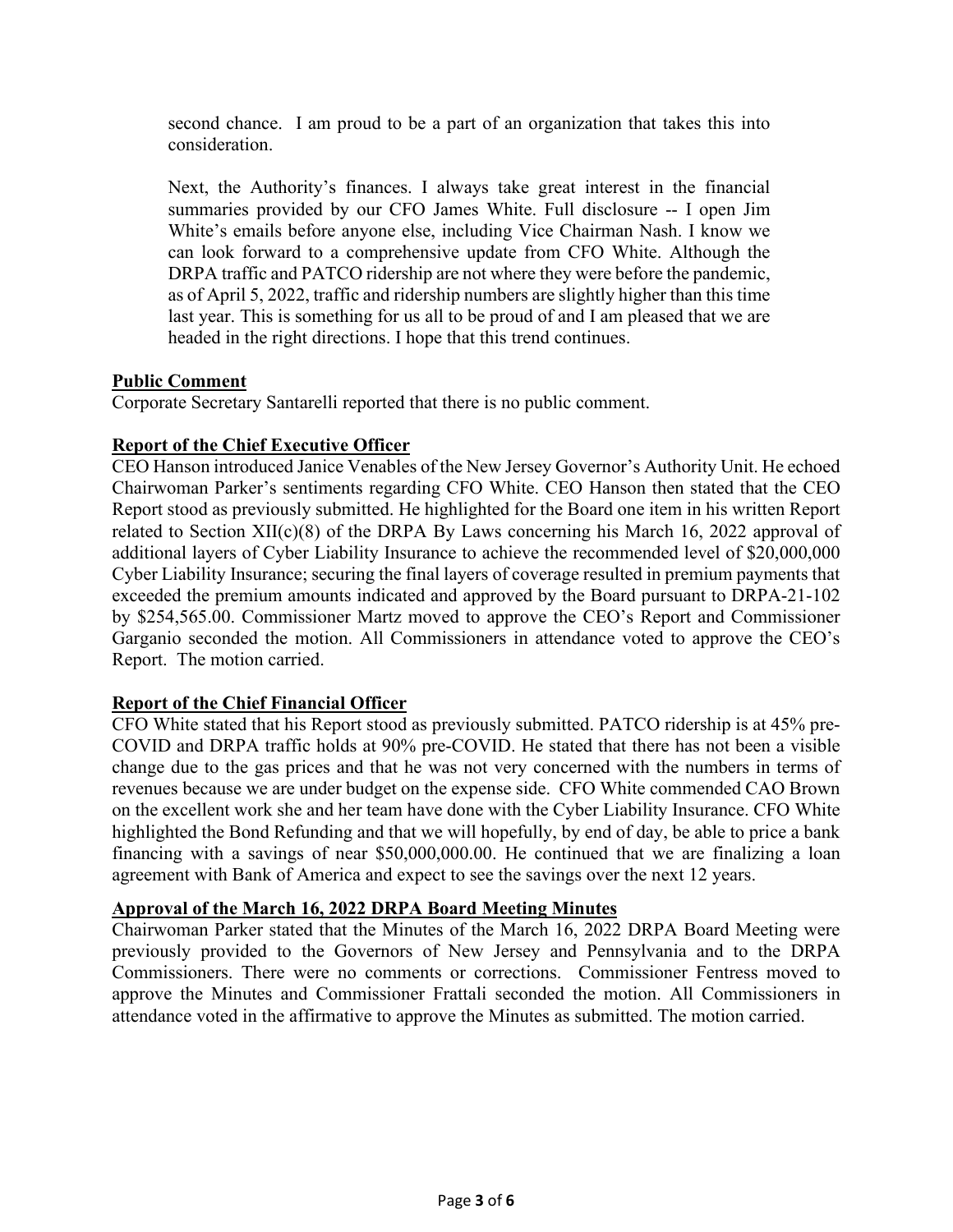second chance. I am proud to be a part of an organization that takes this into consideration.

Next, the Authority's finances. I always take great interest in the financial summaries provided by our CFO James White. Full disclosure -- I open Jim White's emails before anyone else, including Vice Chairman Nash. I know we can look forward to a comprehensive update from CFO White. Although the DRPA traffic and PATCO ridership are not where they were before the pandemic, as of April 5, 2022, traffic and ridership numbers are slightly higher than this time last year. This is something for us all to be proud of and I am pleased that we are headed in the right directions. I hope that this trend continues.

**Public Comment**

Corporate Secretary Santarelli reported that there is no public comment.

**Report of the Chief Executive Officer**

CEO Hanson introduced Janice Venables of the New Jersey Governor's Authority Unit. He echoed Chairwoman Parker's sentiments regarding CFO White. CEO Hanson then stated that the CEO Report stood as previously submitted. He highlighted for the Board one item in his written Report related to Section XII(c)(8) of the DRPA By Laws concerning his March 16, 2022 approval of additional layers of Cyber Liability Insurance to achieve the recommended level of $20,000,000 Cyber Liability Insurance; securing the final layers of coverage resulted in premium payments that exceeded the premium amounts indicated and approved by the Board pursuant to DRPA-21-102 by $254,565.00. Commissioner Martz moved to approve the CEO's Report and Commissioner Garganio seconded the motion. All Commissioners in attendance voted to approve the CEO's Report. The motion carried.

**Report of the Chief Financial Officer**

CFO White stated that his Report stood as previously submitted. PATCO ridership is at 45% pre-COVID and DRPA traffic holds at 90% pre-COVID. He stated that there has not been a visible change due to the gas prices and that he was not very concerned with the numbers in terms of revenues because we are under budget on the expense side. CFO White commended CAO Brown on the excellent work she and her team have done with the Cyber Liability Insurance. CFO White highlighted the Bond Refunding and that we will hopefully, by end of day, be able to price a bank financing with a savings of near $50,000,000.00. He continued that we are finalizing a loan agreement with Bank of America and expect to see the savings over the next 12 years.

**Approval of the March 16, 2022 DRPA Board Meeting Minutes**

Chairwoman Parker stated that the Minutes of the March 16, 2022 DRPA Board Meeting were previously provided to the Governors of New Jersey and Pennsylvania and to the DRPA Commissioners. There were no comments or corrections. Commissioner Fentress moved to approve the Minutes and Commissioner Frattali seconded the motion. All Commissioners in attendance voted in the affirmative to approve the Minutes as submitted. The motion carried.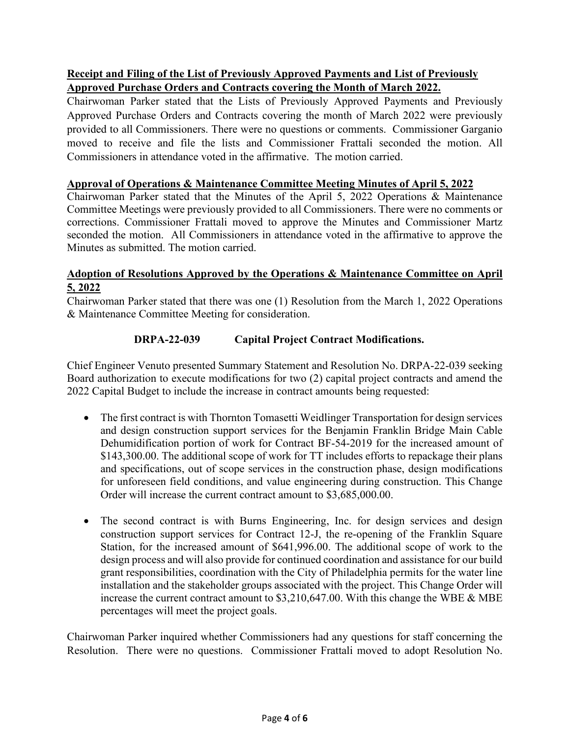**Receipt and Filing of the List of Previously Approved Payments and List of Previously Approved Purchase Orders and Contracts covering the Month of March 2022.**

Chairwoman Parker stated that the Lists of Previously Approved Payments and Previously Approved Purchase Orders and Contracts covering the month of March 2022 were previously provided to all Commissioners. There were no questions or comments. Commissioner Garganio moved to receive and file the lists and Commissioner Frattali seconded the motion. All Commissioners in attendance voted in the affirmative. The motion carried.

**Approval of Operations & Maintenance Committee Meeting Minutes of April 5, 2022**

Chairwoman Parker stated that the Minutes of the April 5, 2022 Operations & Maintenance Committee Meetings were previously provided to all Commissioners. There were no comments or corrections. Commissioner Frattali moved to approve the Minutes and Commissioner Martz seconded the motion. All Commissioners in attendance voted in the affirmative to approve the Minutes as submitted. The motion carried.

**Adoption of Resolutions Approved by the Operations & Maintenance Committee on April 5, 2022**

Chairwoman Parker stated that there was one (1) Resolution from the March 1, 2022 Operations & Maintenance Committee Meeting for consideration.

**DRPA-22-039 Capital Project Contract Modifications.**

Chief Engineer Venuto presented Summary Statement and Resolution No. DRPA-22-039 seeking Board authorization to execute modifications for two (2) capital project contracts and amend the 2022 Capital Budget to include the increase in contract amounts being requested:

- The first contract is with Thornton Tomasetti Weidlinger Transportation for design services and design construction support services for the Benjamin Franklin Bridge Main Cable Dehumidification portion of work for Contract BF-54-2019 for the increased amount of $143,300.00. The additional scope of work for TT includes efforts to repackage their plans and specifications, out of scope services in the construction phase, design modifications for unforeseen field conditions, and value engineering during construction. This Change Order will increase the current contract amount to $3,685,000.00.
- The second contract is with Burns Engineering, Inc. for design services and design construction support services for Contract 12-J, the re-opening of the Franklin Square Station, for the increased amount of $641,996.00. The additional scope of work to the design process and will also provide for continued coordination and assistance for our build grant responsibilities, coordination with the City of Philadelphia permits for the water line installation and the stakeholder groups associated with the project. This Change Order will increase the current contract amount to $3,210,647.00. With this change the WBE & MBE percentages will meet the project goals.

Chairwoman Parker inquired whether Commissioners had any questions for staff concerning the Resolution. There were no questions. Commissioner Frattali moved to adopt Resolution No.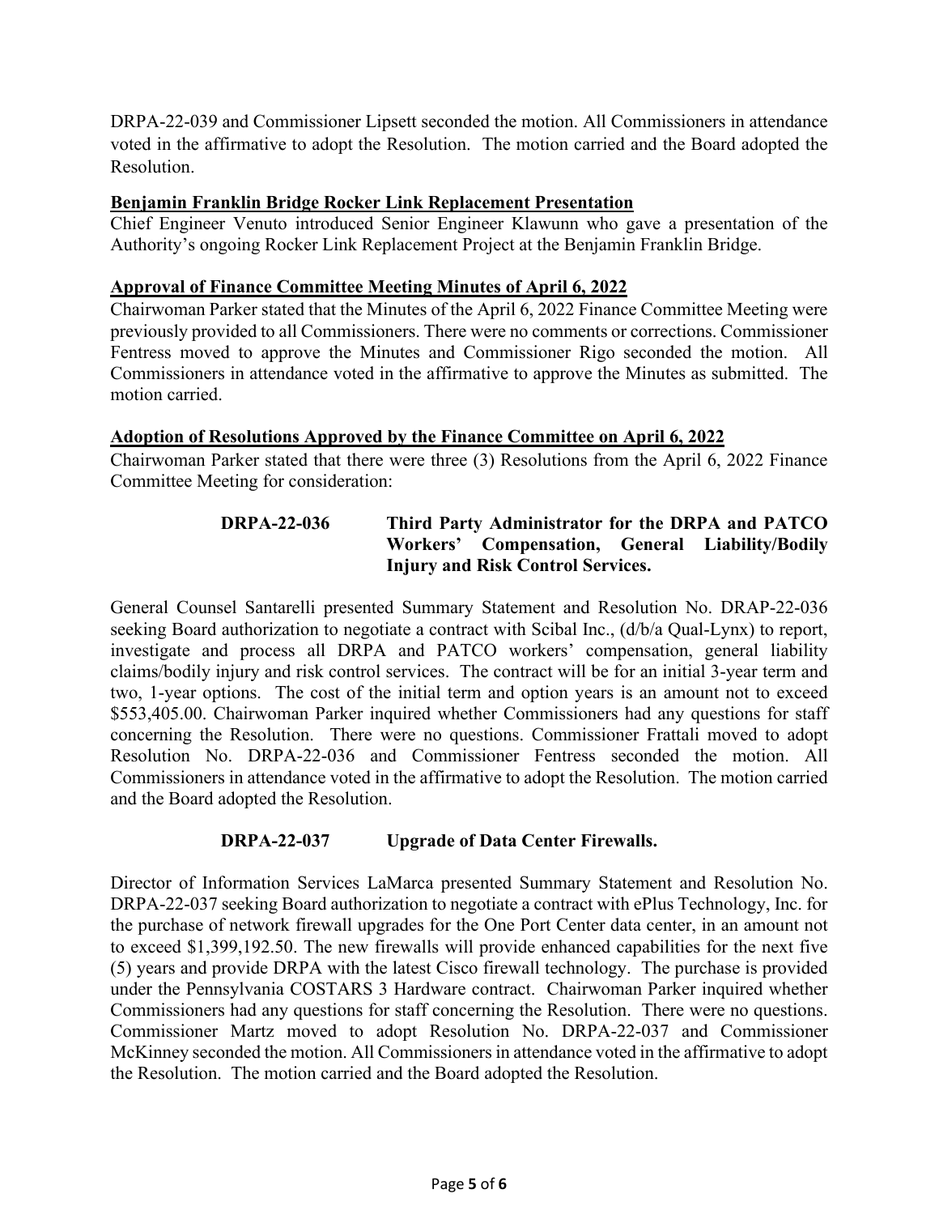DRPA-22-039 and Commissioner Lipsett seconded the motion. All Commissioners in attendance voted in the affirmative to adopt the Resolution. The motion carried and the Board adopted the Resolution.

**Benjamin Franklin Bridge Rocker Link Replacement Presentation**

Chief Engineer Venuto introduced Senior Engineer Klawunn who gave a presentation of the Authority's ongoing Rocker Link Replacement Project at the Benjamin Franklin Bridge.

**Approval of Finance Committee Meeting Minutes of April 6, 2022**

Chairwoman Parker stated that the Minutes of the April 6, 2022 Finance Committee Meeting were previously provided to all Commissioners. There were no comments or corrections. Commissioner Fentress moved to approve the Minutes and Commissioner Rigo seconded the motion. All Commissioners in attendance voted in the affirmative to approve the Minutes as submitted. The motion carried.

**Adoption of Resolutions Approved by the Finance Committee on April 6, 2022**

Chairwoman Parker stated that there were three (3) Resolutions from the April 6, 2022 Finance Committee Meeting for consideration:

**DRPA-22-036 Third Party Administrator for the DRPA and PATCO Workers' Compensation, General Liability/Bodily Injury and Risk Control Services.**

General Counsel Santarelli presented Summary Statement and Resolution No. DRAP-22-036 seeking Board authorization to negotiate a contract with Scibal Inc., (d/b/a Qual-Lynx) to report, investigate and process all DRPA and PATCO workers' compensation, general liability claims/bodily injury and risk control services. The contract will be for an initial 3-year term and two, 1-year options. The cost of the initial term and option years is an amount not to exceed \$553,405.00. Chairwoman Parker inquired whether Commissioners had any questions for staff concerning the Resolution. There were no questions. Commissioner Frattali moved to adopt Resolution No. DRPA-22-036 and Commissioner Fentress seconded the motion. All Commissioners in attendance voted in the affirmative to adopt the Resolution. The motion carried and the Board adopted the Resolution.

**DRPA-22-037 Upgrade of Data Center Firewalls.**

Director of Information Services LaMarca presented Summary Statement and Resolution No. DRPA-22-037 seeking Board authorization to negotiate a contract with ePlus Technology, Inc. for the purchase of network firewall upgrades for the One Port Center data center, in an amount not to exceed \$1,399,192.50. The new firewalls will provide enhanced capabilities for the next five (5) years and provide DRPA with the latest Cisco firewall technology. The purchase is provided under the Pennsylvania COSTARS 3 Hardware contract. Chairwoman Parker inquired whether Commissioners had any questions for staff concerning the Resolution. There were no questions. Commissioner Martz moved to adopt Resolution No. DRPA-22-037 and Commissioner McKinney seconded the motion. All Commissioners in attendance voted in the affirmative to adopt the Resolution. The motion carried and the Board adopted the Resolution.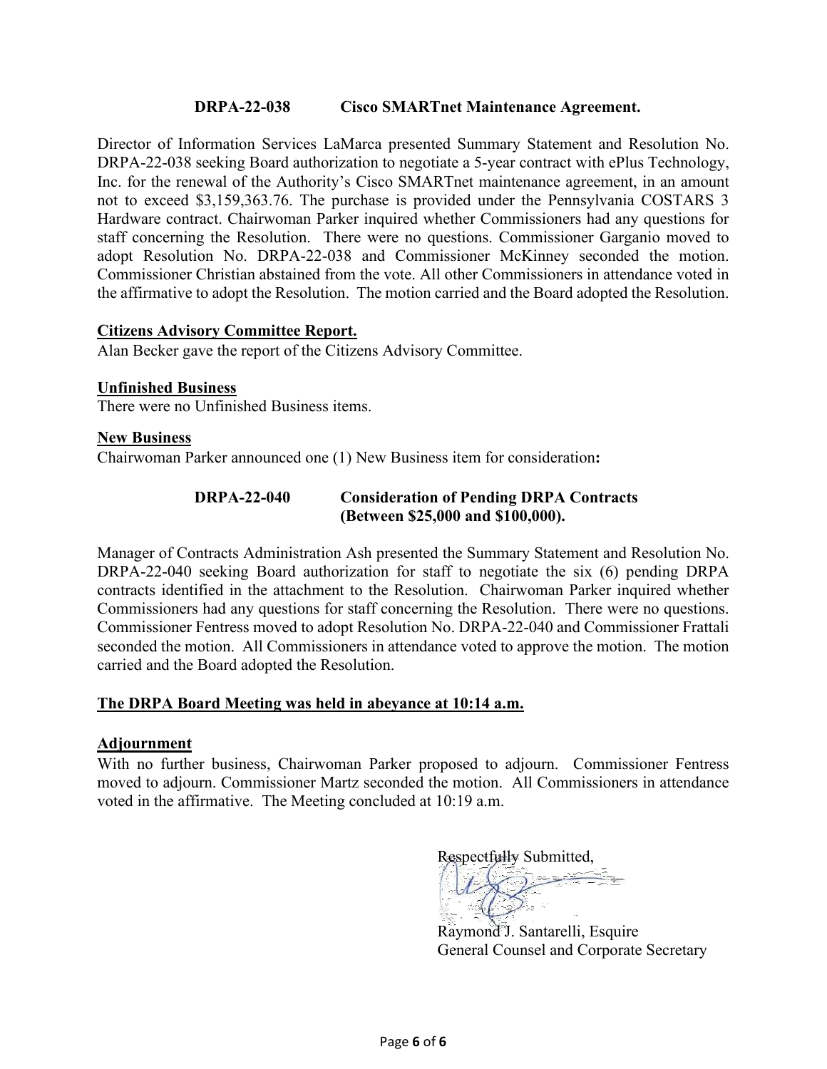**DRPA-22-038 Cisco SMARTnet Maintenance Agreement.**

Director of Information Services LaMarca presented Summary Statement and Resolution No. DRPA-22-038 seeking Board authorization to negotiate a 5-year contract with ePlus Technology, Inc. for the renewal of the Authority's Cisco SMARTnet maintenance agreement, in an amount not to exceed $3,159,363.76. The purchase is provided under the Pennsylvania COSTARS 3 Hardware contract. Chairwoman Parker inquired whether Commissioners had any questions for staff concerning the Resolution. There were no questions. Commissioner Garganio moved to adopt Resolution No. DRPA-22-038 and Commissioner McKinney seconded the motion. Commissioner Christian abstained from the vote. All other Commissioners in attendance voted in the affirmative to adopt the Resolution. The motion carried and the Board adopted the Resolution.

**Citizens Advisory Committee Report.**

Alan Becker gave the report of the Citizens Advisory Committee.

**Unfinished Business**

There were no Unfinished Business items.

**New Business**

Chairwoman Parker announced one (1) New Business item for consideration**:**

**DRPA-22-040 Consideration of Pending DRPA Contracts (Between $25,000 and $100,000).**

Manager of Contracts Administration Ash presented the Summary Statement and Resolution No. DRPA-22-040 seeking Board authorization for staff to negotiate the six (6) pending DRPA contracts identified in the attachment to the Resolution. Chairwoman Parker inquired whether Commissioners had any questions for staff concerning the Resolution. There were no questions. Commissioner Fentress moved to adopt Resolution No. DRPA-22-040 and Commissioner Frattali seconded the motion. All Commissioners in attendance voted to approve the motion. The motion carried and the Board adopted the Resolution.

**The DRPA Board Meeting was held in abeyance at 10:14 a.m.**

**Adjournment**

With no further business, Chairwoman Parker proposed to adjourn. Commissioner Fentress moved to adjourn. Commissioner Martz seconded the motion. All Commissioners in attendance voted in the affirmative. The Meeting concluded at 10:19 a.m.

Respectfully Submitted,

Raymond J. Santarelli, Esquire
General Counsel and Corporate Secretary